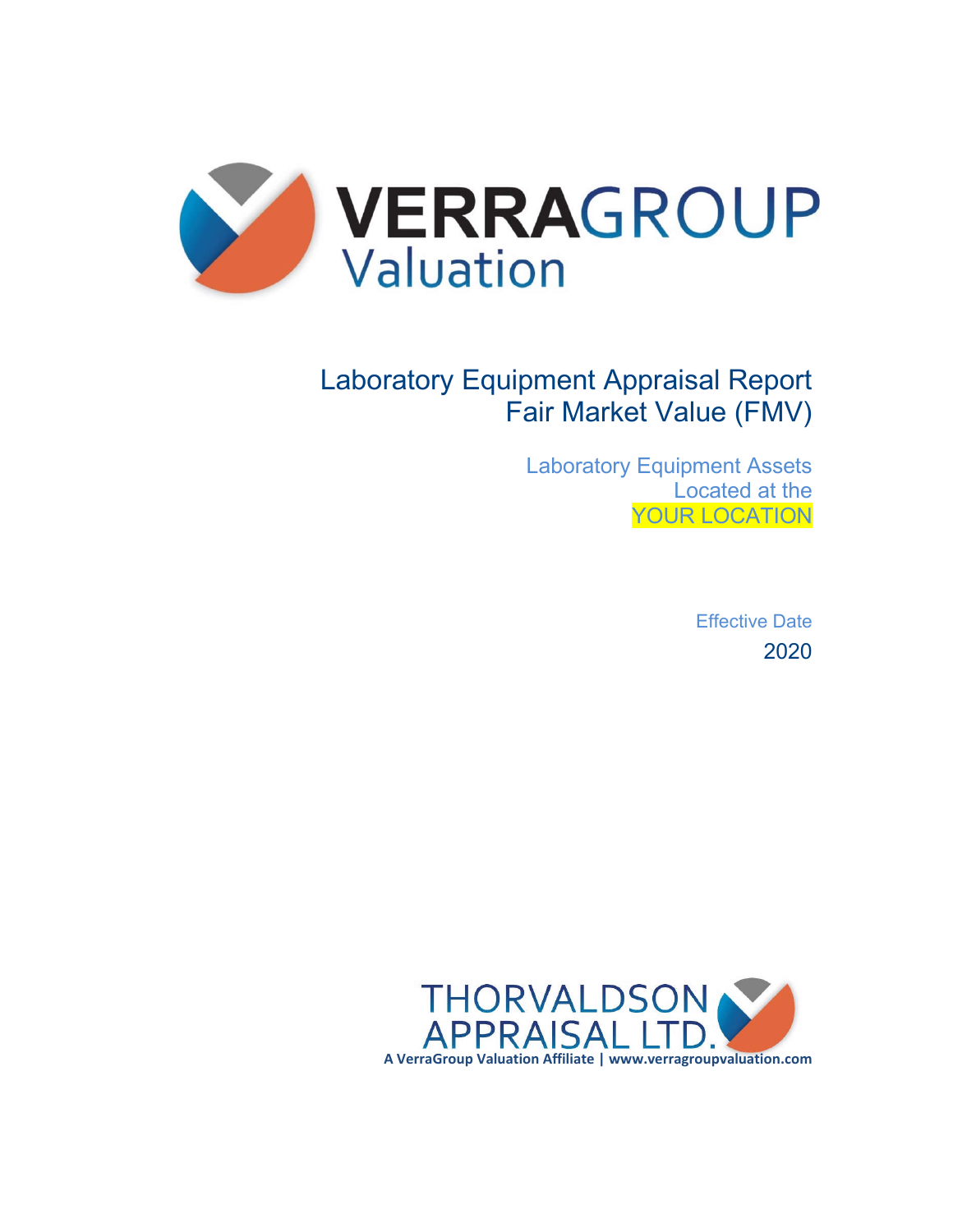VERRAGROUP Valuation

# Laboratory Equipment Appraisal Report
# Fair Market Value (FMV)

Laboratory Equipment Assets
Located at the
YOUR LOCATION

Effective Date
2020

THORVALDSON APPRAISAL LTD.
A VerraGroup Valuation Affiliate | www.verragroupvaluation.com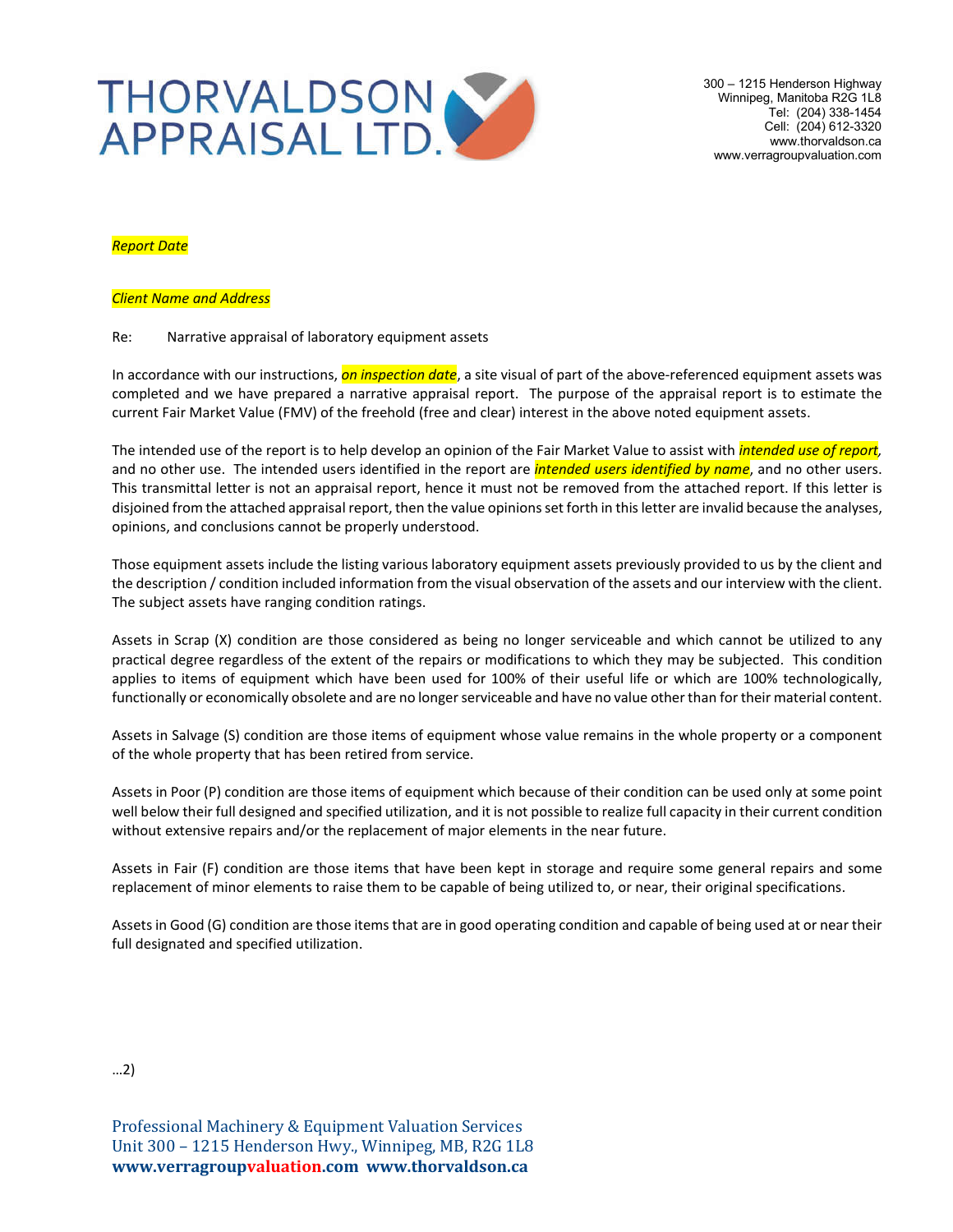**THORVALDSON APPRAISAL LTD.**

300 – 1215 Henderson Highway
Winnipeg, Manitoba R2G 1L8
Tel: (204) 338-1454
Cell: (204) 612-3320
www.thorvaldson.ca
www.verragroupvaluation.com

*Report Date*

*Client Name and Address*

Re: Narrative appraisal of laboratory equipment assets

In accordance with our instructions, *on inspection date*, a site visual of part of the above-referenced equipment assets was completed and we have prepared a narrative appraisal report. The purpose of the appraisal report is to estimate the current Fair Market Value (FMV) of the freehold (free and clear) interest in the above noted equipment assets.

The intended use of the report is to help develop an opinion of the Fair Market Value to assist with *intended use of report*, and no other use. The intended users identified in the report are *intended users identified by name*, and no other users. This transmittal letter is not an appraisal report, hence it must not be removed from the attached report. If this letter is disjoined from the attached appraisal report, then the value opinions set forth in this letter are invalid because the analyses, opinions, and conclusions cannot be properly understood.

Those equipment assets include the listing various laboratory equipment assets previously provided to us by the client and the description / condition included information from the visual observation of the assets and our interview with the client. The subject assets have ranging condition ratings.

Assets in Scrap (X) condition are those considered as being no longer serviceable and which cannot be utilized to any practical degree regardless of the extent of the repairs or modifications to which they may be subjected. This condition applies to items of equipment which have been used for 100% of their useful life or which are 100% technologically, functionally or economically obsolete and are no longer serviceable and have no value other than for their material content.

Assets in Salvage (S) condition are those items of equipment whose value remains in the whole property or a component of the whole property that has been retired from service.

Assets in Poor (P) condition are those items of equipment which because of their condition can be used only at some point well below their full designed and specified utilization, and it is not possible to realize full capacity in their current condition without extensive repairs and/or the replacement of major elements in the near future.

Assets in Fair (F) condition are those items that have been kept in storage and require some general repairs and some replacement of minor elements to raise them to be capable of being utilized to, or near, their original specifications.

Assets in Good (G) condition are those items that are in good operating condition and capable of being used at or near their full designated and specified utilization.

…2)

Professional Machinery & Equipment Valuation Services
Unit 300 – 1215 Henderson Hwy., Winnipeg, MB, R2G 1L8
**www.verragroupvaluation.com www.thorvaldson.ca**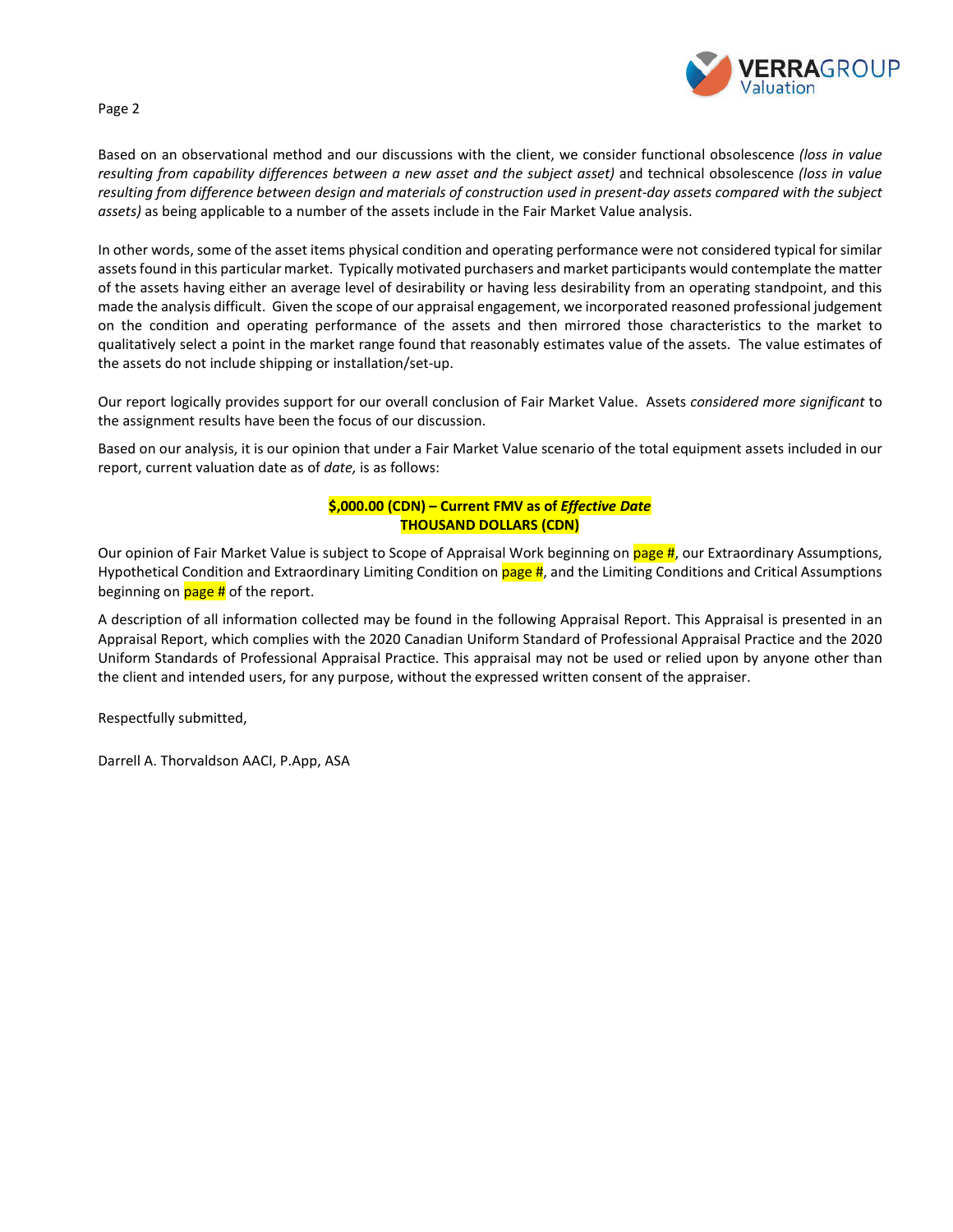Based on an observational method and our discussions with the client, we consider functional obsolescence *(loss in value resulting from capability differences between a new asset and the subject asset)* and technical obsolescence *(loss in value resulting from difference between design and materials of construction used in present-day assets compared with the subject assets)* as being applicable to a number of the assets include in the Fair Market Value analysis.

In other words, some of the asset items physical condition and operating performance were not considered typical for similar assets found in this particular market. Typically motivated purchasers and market participants would contemplate the matter of the assets having either an average level of desirability or having less desirability from an operating standpoint, and this made the analysis difficult. Given the scope of our appraisal engagement, we incorporated reasoned professional judgement on the condition and operating performance of the assets and then mirrored those characteristics to the market to qualitatively select a point in the market range found that reasonably estimates value of the assets. The value estimates of the assets do not include shipping or installation/set-up.

Our report logically provides support for our overall conclusion of Fair Market Value. Assets *considered more significant* to the assignment results have been the focus of our discussion.

Based on our analysis, it is our opinion that under a Fair Market Value scenario of the total equipment assets included in our report, current valuation date as of *date,* is as follows:

**$,000.00 (CDN) – Current FMV as of *Effective Date***
**THOUSAND DOLLARS (CDN)**

Our opinion of Fair Market Value is subject to Scope of Appraisal Work beginning on page #, our Extraordinary Assumptions, Hypothetical Condition and Extraordinary Limiting Condition on page #, and the Limiting Conditions and Critical Assumptions beginning on page # of the report.

A description of all information collected may be found in the following Appraisal Report. This Appraisal is presented in an Appraisal Report, which complies with the 2020 Canadian Uniform Standard of Professional Appraisal Practice and the 2020 Uniform Standards of Professional Appraisal Practice. This appraisal may not be used or relied upon by anyone other than the client and intended users, for any purpose, without the expressed written consent of the appraiser.

Respectfully submitted,

Darrell A. Thorvaldson AACI, P.App, ASA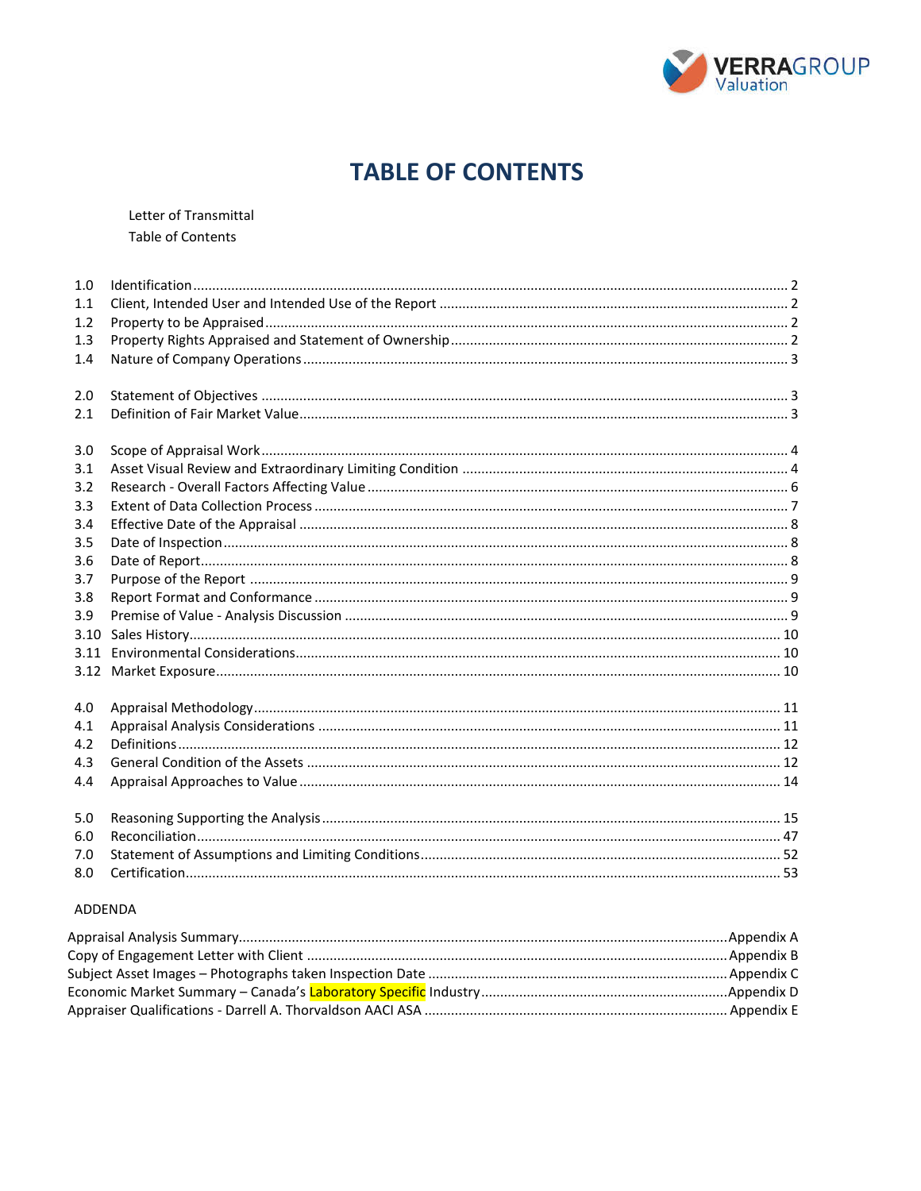# TABLE OF CONTENTS

Letter of Transmittal
Table of Contents

| | | |
|---|---|---|
| 1.0 | Identification | 2 |
| 1.1 | Client, Intended User and Intended Use of the Report | 2 |
| 1.2 | Property to be Appraised | 2 |
| 1.3 | Property Rights Appraised and Statement of Ownership | 2 |
| 1.4 | Nature of Company Operations | 3 |
| 2.0 | Statement of Objectives | 3 |
| 2.1 | Definition of Fair Market Value | 3 |
| 3.0 | Scope of Appraisal Work | 4 |
| 3.1 | Asset Visual Review and Extraordinary Limiting Condition | 4 |
| 3.2 | Research - Overall Factors Affecting Value | 6 |
| 3.3 | Extent of Data Collection Process | 7 |
| 3.4 | Effective Date of the Appraisal | 8 |
| 3.5 | Date of Inspection | 8 |
| 3.6 | Date of Report | 8 |
| 3.7 | Purpose of the Report | 9 |
| 3.8 | Report Format and Conformance | 9 |
| 3.9 | Premise of Value - Analysis Discussion | 9 |
| 3.10 | Sales History | 10 |
| 3.11 | Environmental Considerations | 10 |
| 3.12 | Market Exposure | 10 |
| 4.0 | Appraisal Methodology | 11 |
| 4.1 | Appraisal Analysis Considerations | 11 |
| 4.2 | Definitions | 12 |
| 4.3 | General Condition of the Assets | 12 |
| 4.4 | Appraisal Approaches to Value | 14 |
| 5.0 | Reasoning Supporting the Analysis | 15 |
| 6.0 | Reconciliation | 47 |
| 7.0 | Statement of Assumptions and Limiting Conditions | 52 |
| 8.0 | Certification | 53 |

ADDENDA

| | |
|---|---|
| Appraisal Analysis Summary | Appendix A |
| Copy of Engagement Letter with Client | Appendix B |
| Subject Asset Images – Photographs taken Inspection Date | Appendix C |
| Economic Market Summary – Canada's Laboratory Specific Industry | Appendix D |
| Appraiser Qualifications - Darrell A. Thorvaldson AACI ASA | Appendix E |